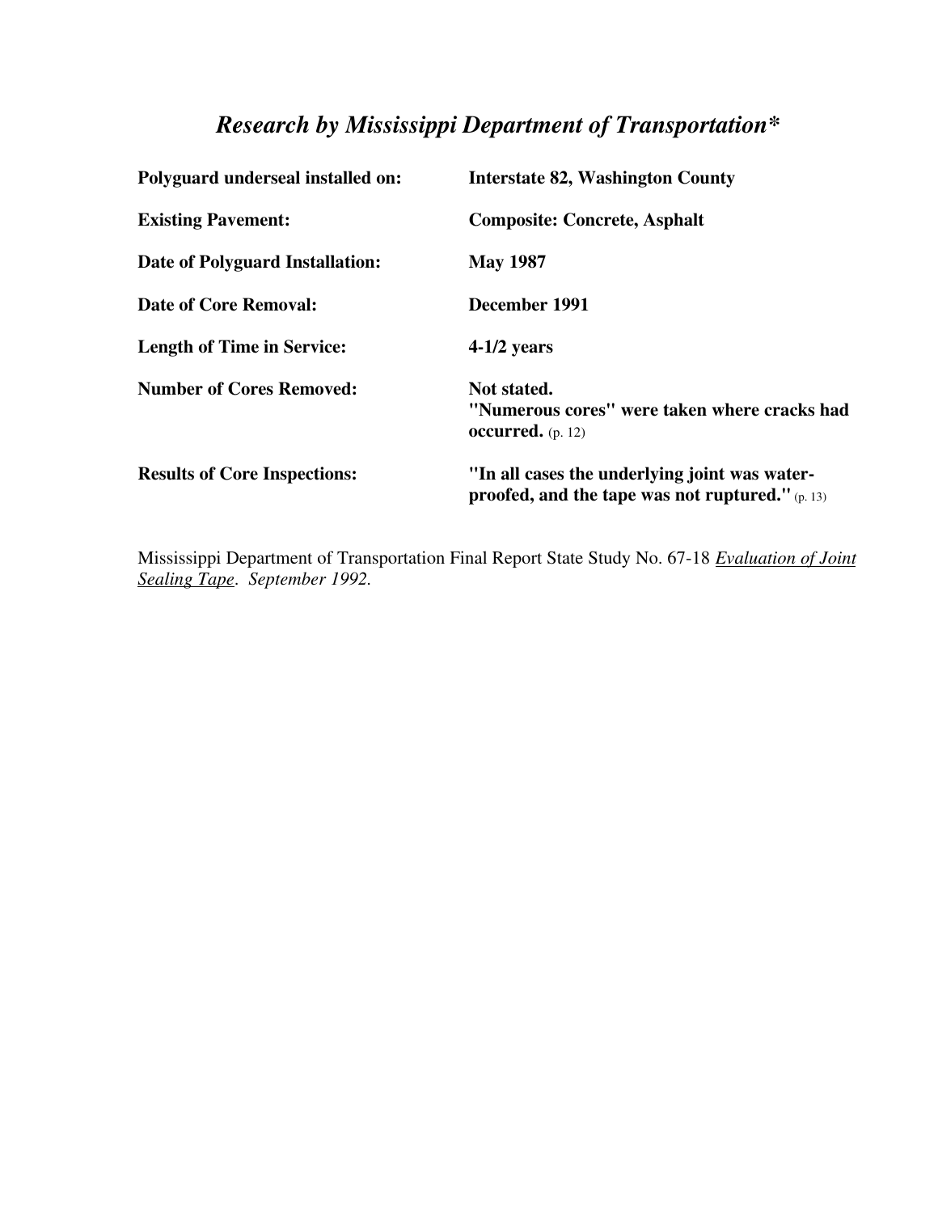# *Research by Mississippi Department of Transportation**

| | |
|---|---|
| **Polyguard underseal installed on:** | **Interstate 82, Washington County** |
| **Existing Pavement:** | **Composite: Concrete, Asphalt** |
| **Date of Polyguard Installation:** | **May 1987** |
| **Date of Core Removal:** | **December 1991** |
| **Length of Time in Service:** | **4-1/2 years** |
| **Number of Cores Removed:** | **Not stated.** **"Numerous cores" were taken where cracks had occurred.** (p. 12) |
| **Results of Core Inspections:** | **"In all cases the underlying joint was water-proofed, and the tape was not ruptured."** (p. 13) |

Mississippi Department of Transportation Final Report State Study No. 67-18 *Evaluation of Joint Sealing Tape*. *September 1992.*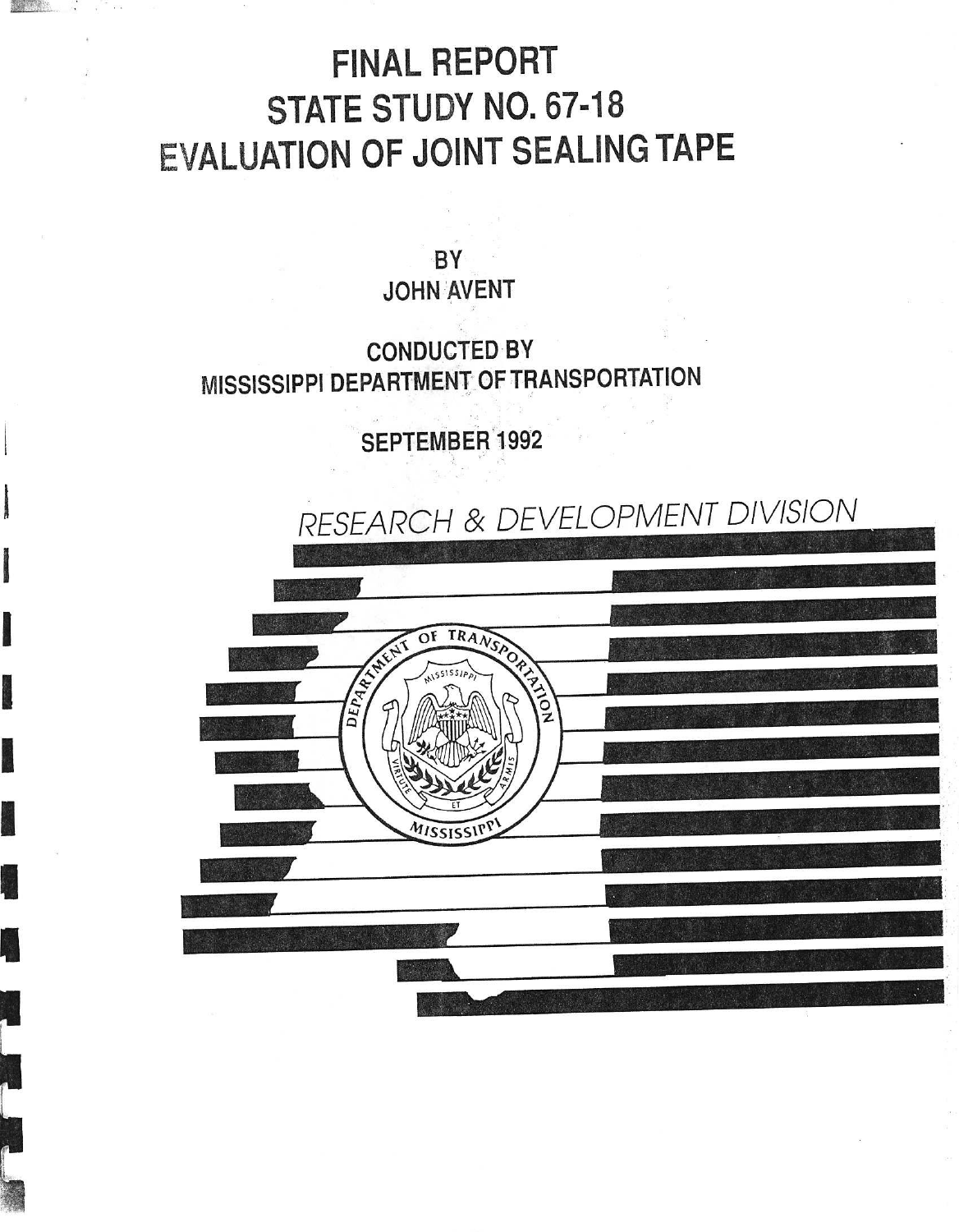# FINAL REPORT
# STATE STUDY NO. 67-18
# EVALUATION OF JOINT SEALING TAPE

BY
JOHN AVENT

CONDUCTED BY
MISSISSIPPI DEPARTMENT OF TRANSPORTATION

SEPTEMBER 1992

*RESEARCH & DEVELOPMENT DIVISION*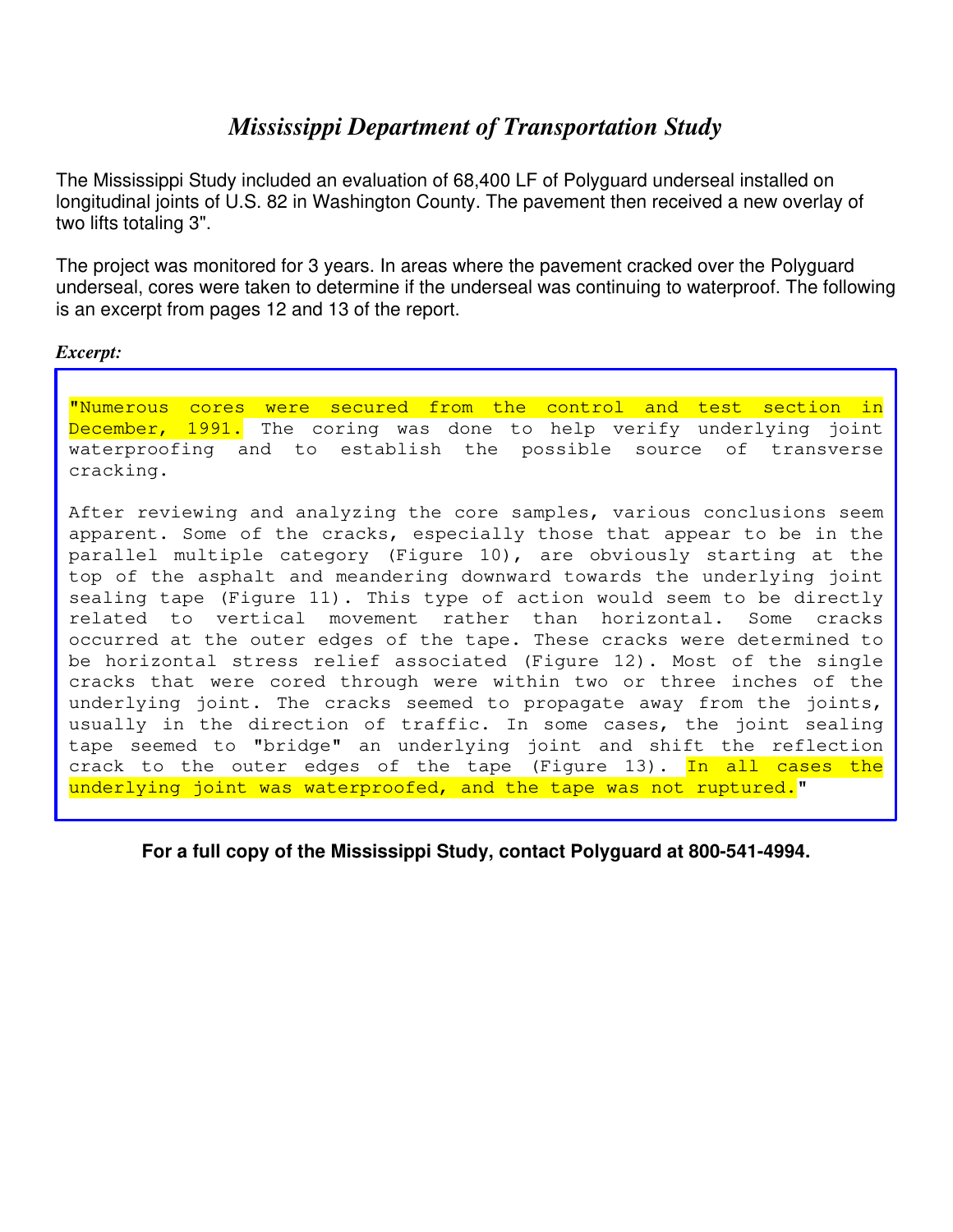# *Mississippi Department of Transportation Study*

The Mississippi Study included an evaluation of 68,400 LF of Polyguard underseal installed on longitudinal joints of U.S. 82 in Washington County. The pavement then received a new overlay of two lifts totaling 3".

The project was monitored for 3 years. In areas where the pavement cracked over the Polyguard underseal, cores were taken to determine if the underseal was continuing to waterproof. The following is an excerpt from pages 12 and 13 of the report.

***Excerpt:***

> "Numerous cores were secured from the control and test section in December, 1991. The coring was done to help verify underlying joint waterproofing and to establish the possible source of transverse cracking.
>
> After reviewing and analyzing the core samples, various conclusions seem apparent. Some of the cracks, especially those that appear to be in the parallel multiple category (Figure 10), are obviously starting at the top of the asphalt and meandering downward towards the underlying joint sealing tape (Figure 11). This type of action would seem to be directly related to vertical movement rather than horizontal. Some cracks occurred at the outer edges of the tape. These cracks were determined to be horizontal stress relief associated (Figure 12). Most of the single cracks that were cored through were within two or three inches of the underlying joint. The cracks seemed to propagate away from the joints, usually in the direction of traffic. In some cases, the joint sealing tape seemed to "bridge" an underlying joint and shift the reflection crack to the outer edges of the tape (Figure 13). In all cases the underlying joint was waterproofed, and the tape was not ruptured."

**For a full copy of the Mississippi Study, contact Polyguard at 800-541-4994.**